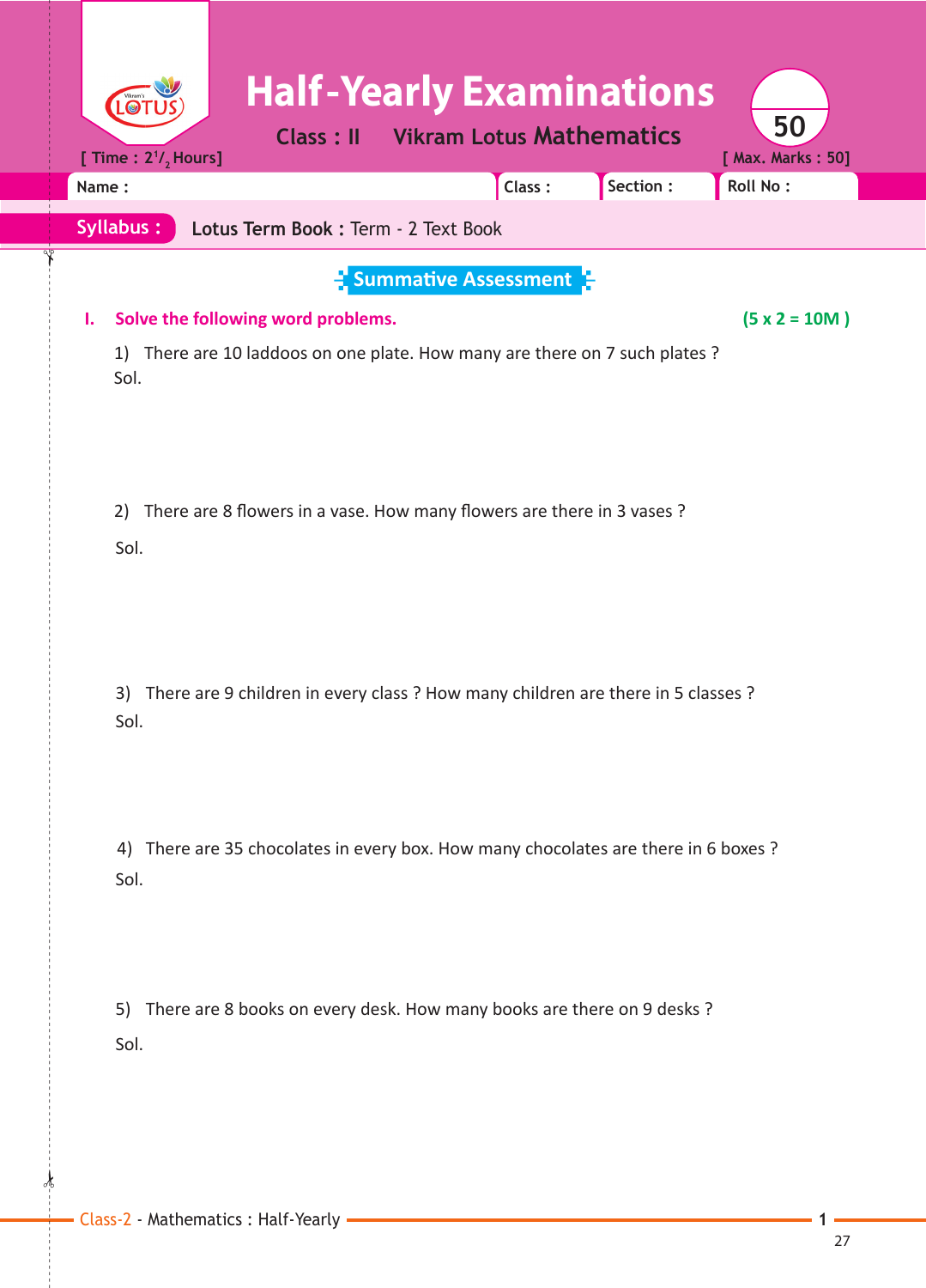# Half-Yearly Examinations

**Class : II** **Vikram Lotus Mathematics**

[ Time : $2^1/_2$ Hours] [ Max. Marks : 50]

50

Name : | Class : | Section : | Roll No :

**Syllabus :** **Lotus Term Book :** Term - 2 Text Book

## Summative Assessment

**I. Solve the following word problems.** **(5 x 2 = 10M )**

1) There are 10 laddoos on one plate. How many are there on 7 such plates ?

Sol.

2) There are 8 flowers in a vase. How many flowers are there in 3 vases ?

Sol.

3) There are 9 children in every class ? How many children are there in 5 classes ?

Sol.

4) There are 35 chocolates in every box. How many chocolates are there in 6 boxes ?

Sol.

5) There are 8 books on every desk. How many books are there on 9 desks ?

Sol.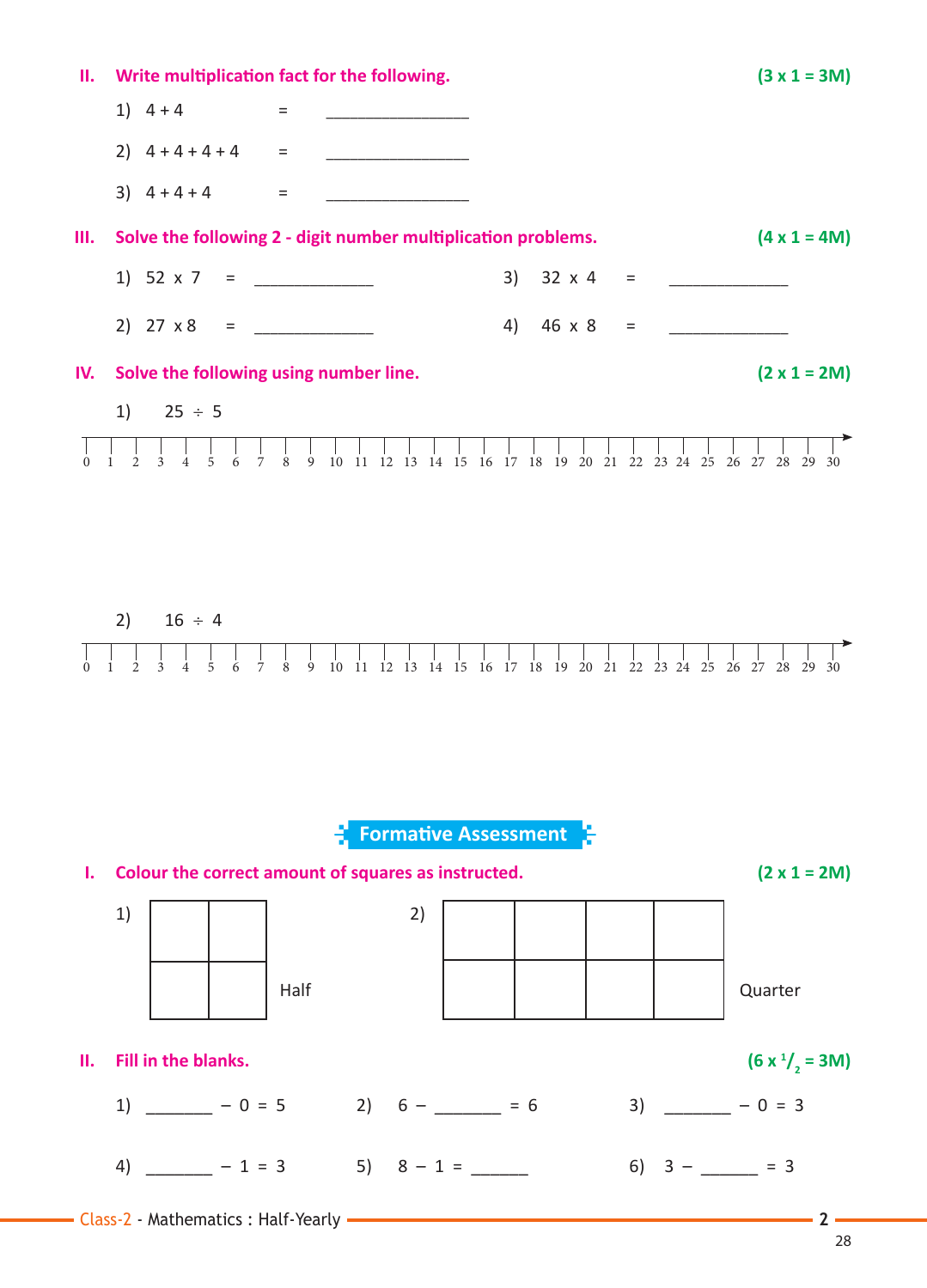## II. Write multiplication fact for the following. (3 x 1 = 3M)

1) 4 + 4 = ________________

2) 4 + 4 + 4 + 4 = ________________

3) 4 + 4 + 4 = ________________

## III. Solve the following 2 - digit number multiplication problems. (4 x 1 = 4M)

1) 52 x 7 = _____________

2) 27 x 8 = _____________

3) 32 x 4 = _____________

4) 46 x 8 = _____________

## IV. Solve the following using number line. (2 x 1 = 2M)

1) 25 ÷ 5

0 1 2 3 4 5 6 7 8 9 10 11 12 13 14 15 16 17 18 19 20 21 22 23 24 25 26 27 28 29 30

2) 16 ÷ 4

0 1 2 3 4 5 6 7 8 9 10 11 12 13 14 15 16 17 18 19 20 21 22 23 24 25 26 27 28 29 30

# Formative Assessment

## I. Colour the correct amount of squares as instructed. (2 x 1 = 2M)

1) Half

| | |
|---|---|
| | |
| | |

2) Quarter

| | | | |
|---|---|---|---|
| | | | |
| | | | |

## II. Fill in the blanks. (6 x $^1/_2$ = 3M)

1) _______ − 0 = 5

2) 6 − _______ = 6

3) _______ − 0 = 3

4) _______ − 1 = 3

5) 8 − 1 = ______

6) 3 − ______ = 3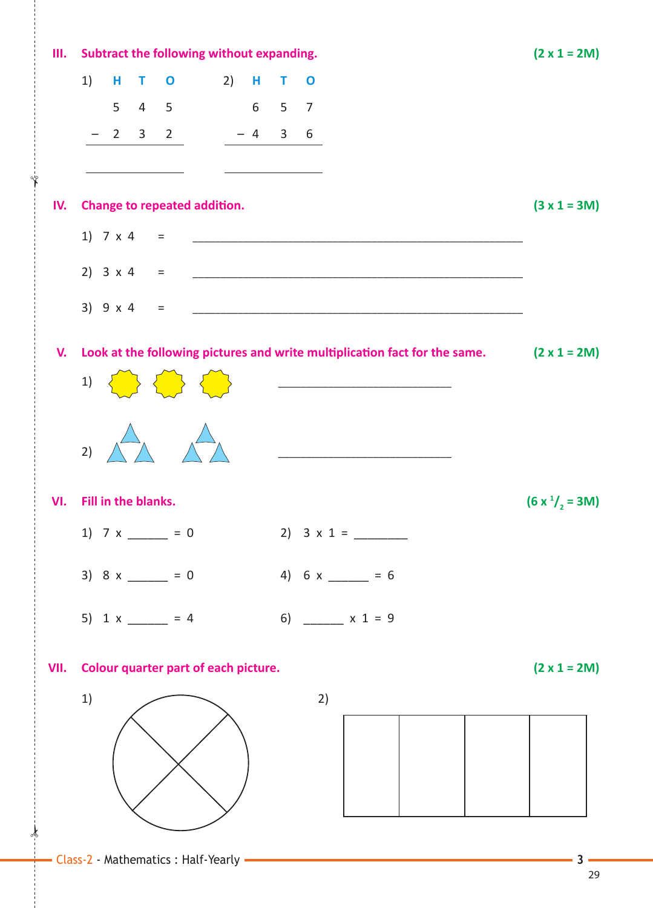**III. Subtract the following without expanding.** **(2 x 1 = 2M)**

1)

| | H | T | O |
|---|---|---|---|
| | 5 | 4 | 5 |
| – | 2 | 3 | 2 |
| | | | |

2)

| | H | T | O |
|---|---|---|---|
| | 6 | 5 | 7 |
| – | 4 | 3 | 6 |
| | | | |

**IV. Change to repeated addition.** **(3 x 1 = 3M)**

1) 7 x 4 = ______________________________

2) 3 x 4 = ______________________________

3) 9 x 4 = ______________________________

**V. Look at the following pictures and write multiplication fact for the same.** **(2 x 1 = 2M)**

1) ______________________

2) ______________________

**VI. Fill in the blanks.** **(6 x $^1/_2$ = 3M)**

1) 7 x ______ = 0

2) 3 x 1 = ________

3) 8 x ______ = 0

4) 6 x ______ = 6

5) 1 x ______ = 4

6) ______ x 1 = 9

**VII. Colour quarter part of each picture.** **(2 x 1 = 2M)**

1)

2)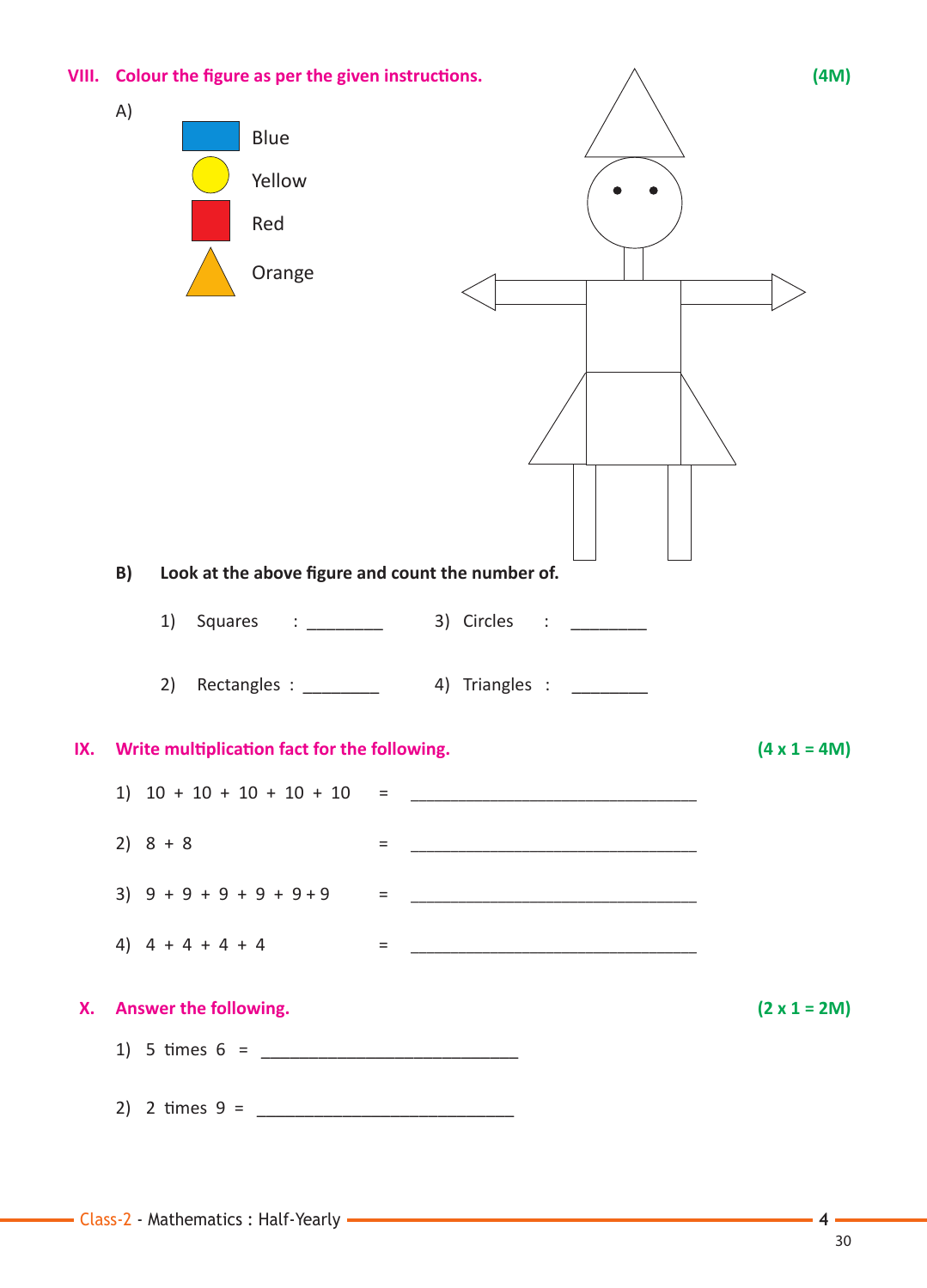**VIII. Colour the figure as per the given instructions.** **(4M)**

A)

Blue

Yellow

Red

Orange

B) **Look at the above figure and count the number of.**

1) Squares : ________

2) Rectangles : ________

3) Circles : ________

4) Triangles : ________

**IX. Write multiplication fact for the following.** **(4 x 1 = 4M)**

1) 10 + 10 + 10 + 10 + 10 = ______________________________

2) 8 + 8 = ______________________________

3) 9 + 9 + 9 + 9 + 9 + 9 = ______________________________

4) 4 + 4 + 4 + 4 = ______________________________

**X. Answer the following.** **(2 x 1 = 2M)**

1) 5 times 6 = ____________________________

2) 2 times 9 = ____________________________